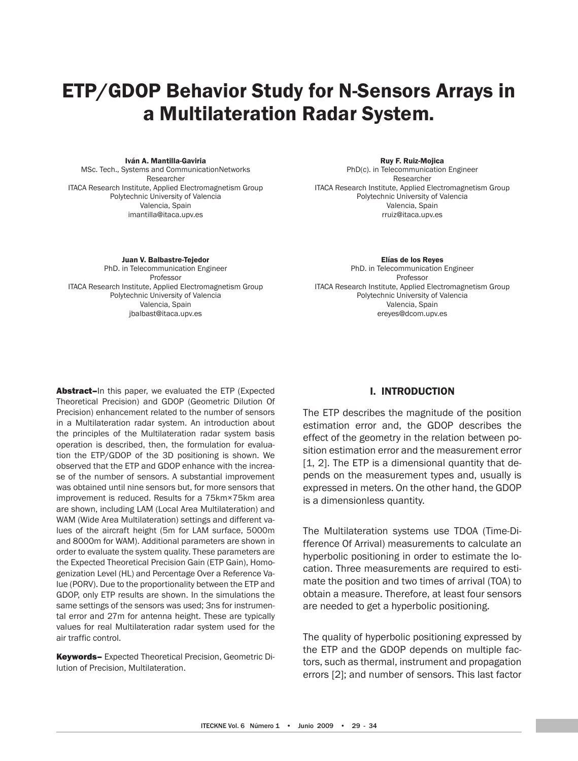# ETP/GDOP Behavior Study for N-Sensors Arrays in a Multilateration Radar System.

**Iván A. Mantilla-Gaviria**
MSc. Tech., Systems and CommunicationNetworks
Researcher
ITACA Research Institute, Applied Electromagnetism Group
Polytechnic University of Valencia
Valencia, Spain
imantilla@itaca.upv.es

**Ruy F. Ruiz-Mojica**
PhD(c). in Telecommunication Engineer
Researcher
ITACA Research Institute, Applied Electromagnetism Group
Polytechnic University of Valencia
Valencia, Spain
rruiz@itaca.upv.es

**Juan V. Balbastre-Tejedor**
PhD. in Telecommunication Engineer
Professor
ITACA Research Institute, Applied Electromagnetism Group
Polytechnic University of Valencia
Valencia, Spain
jbalbast@itaca.upv.es

**Elías de los Reyes**
PhD. in Telecommunication Engineer
Professor
ITACA Research Institute, Applied Electromagnetism Group
Polytechnic University of Valencia
Valencia, Spain
ereyes@dcom.upv.es

**Abstract–**In this paper, we evaluated the ETP (Expected Theoretical Precision) and GDOP (Geometric Dilution Of Precision) enhancement related to the number of sensors in a Multilateration radar system. An introduction about the principles of the Multilateration radar system basis operation is described, then, the formulation for evaluation the ETP/GDOP of the 3D positioning is shown. We observed that the ETP and GDOP enhance with the increase of the number of sensors. A substantial improvement was obtained until nine sensors but, for more sensors that improvement is reduced. Results for a 75km×75km area are shown, including LAM (Local Area Multilateration) and WAM (Wide Area Multilateration) settings and different values of the aircraft height (5m for LAM surface, 5000m and 8000m for WAM). Additional parameters are shown in order to evaluate the system quality. These parameters are the Expected Theoretical Precision Gain (ETP Gain), Homogenization Level (HL) and Percentage Over a Reference Value (PORV). Due to the proportionality between the ETP and GDOP, only ETP results are shown. In the simulations the same settings of the sensors was used; 3ns for instrumental error and 27m for antenna height. These are typically values for real Multilateration radar system used for the air traffic control.

**Keywords–** Expected Theoretical Precision, Geometric Dilution of Precision, Multilateration.

## I. INTRODUCTION

The ETP describes the magnitude of the position estimation error and, the GDOP describes the effect of the geometry in the relation between position estimation error and the measurement error [1, 2]. The ETP is a dimensional quantity that depends on the measurement types and, usually is expressed in meters. On the other hand, the GDOP is a dimensionless quantity.

The Multilateration systems use TDOA (Time-Difference Of Arrival) measurements to calculate an hyperbolic positioning in order to estimate the location. Three measurements are required to estimate the position and two times of arrival (TOA) to obtain a measure. Therefore, at least four sensors are needed to get a hyperbolic positioning.

The quality of hyperbolic positioning expressed by the ETP and the GDOP depends on multiple factors, such as thermal, instrument and propagation errors [2]; and number of sensors. This last factor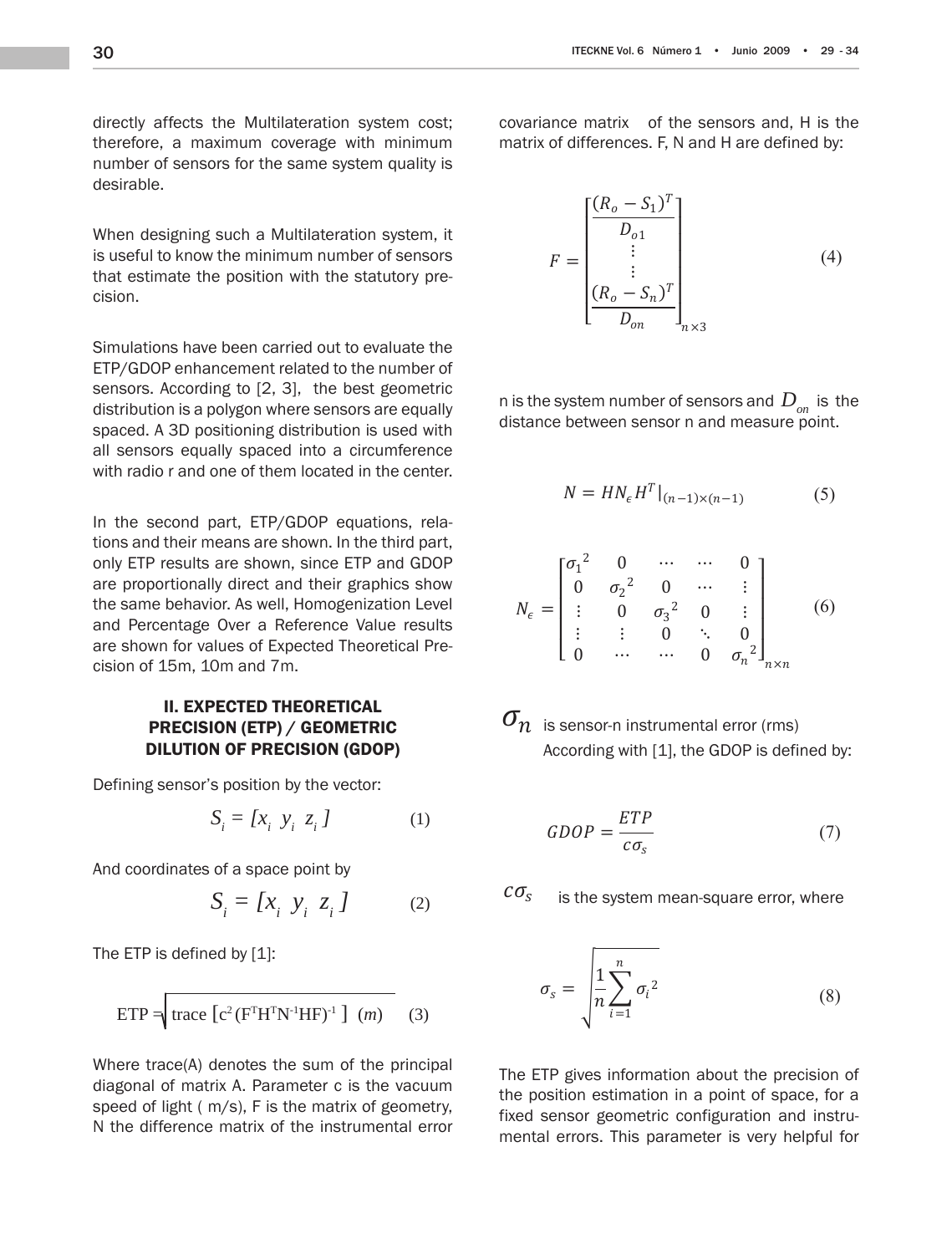directly affects the Multilateration system cost; therefore, a maximum coverage with minimum number of sensors for the same system quality is desirable.

When designing such a Multilateration system, it is useful to know the minimum number of sensors that estimate the position with the statutory precision.

Simulations have been carried out to evaluate the ETP/GDOP enhancement related to the number of sensors. According to [2, 3], the best geometric distribution is a polygon where sensors are equally spaced. A 3D positioning distribution is used with all sensors equally spaced into a circumference with radio r and one of them located in the center.

In the second part, ETP/GDOP equations, relations and their means are shown. In the third part, only ETP results are shown, since ETP and GDOP are proportionally direct and their graphics show the same behavior. As well, Homogenization Level and Percentage Over a Reference Value results are shown for values of Expected Theoretical Precision of 15m, 10m and 7m.

## II. EXPECTED THEORETICAL PRECISION (ETP) / GEOMETRIC DILUTION OF PRECISION (GDOP)

Defining sensor's position by the vector:

$$S_i = [x_i \ y_i \ z_i] \tag{1}$$

And coordinates of a space point by

$$S_i = [x_i \ y_i \ z_i] \tag{2}$$

The ETP is defined by [1]:

$$\mathrm{ETP} = \sqrt{\mathrm{trace}\left[c^2 (F^T H^T N^{-1} H F)^{-1}\right]} \ (m) \tag{3}$$

Where trace(A) denotes the sum of the principal diagonal of matrix A. Parameter c is the vacuum speed of light ( m/s), F is the matrix of geometry, N the difference matrix of the instrumental error covariance matrix of the sensors and, H is the matrix of differences. F, N and H are defined by:

$$F = \begin{bmatrix} \frac{(R_o - S_1)^T}{D_{o1}} \\ \vdots \\ \vdots \\ \frac{(R_o - S_n)^T}{D_{on}} \end{bmatrix}_{n \times 3} \tag{4}$$

n is the system number of sensors and $D_{on}$ is the distance between sensor n and measure point.

$$N = H N_{\epsilon} H^T |_{(n-1)\times(n-1)} \tag{5}$$

$$N_{\epsilon} = \begin{bmatrix} {\sigma_1}^2 & 0 & \cdots & \cdots & 0 \\ 0 & {\sigma_2}^2 & 0 & \cdots & \vdots \\ \vdots & 0 & {\sigma_3}^2 & 0 & \vdots \\ \vdots & \vdots & 0 & \ddots & 0 \\ 0 & \cdots & \cdots & 0 & {\sigma_n}^2 \end{bmatrix}_{n \times n} \tag{6}$$

$\sigma_n$ is sensor-n instrumental error (rms)

According with [1], the GDOP is defined by:

$$GDOP = \frac{ETP}{c\sigma_s} \tag{7}$$

$c\sigma_s$ is the system mean-square error, where

$$\sigma_s = \sqrt{\frac{1}{n}\sum_{i=1}^{n} {\sigma_i}^2} \tag{8}$$

The ETP gives information about the precision of the position estimation in a point of space, for a fixed sensor geometric configuration and instrumental errors. This parameter is very helpful for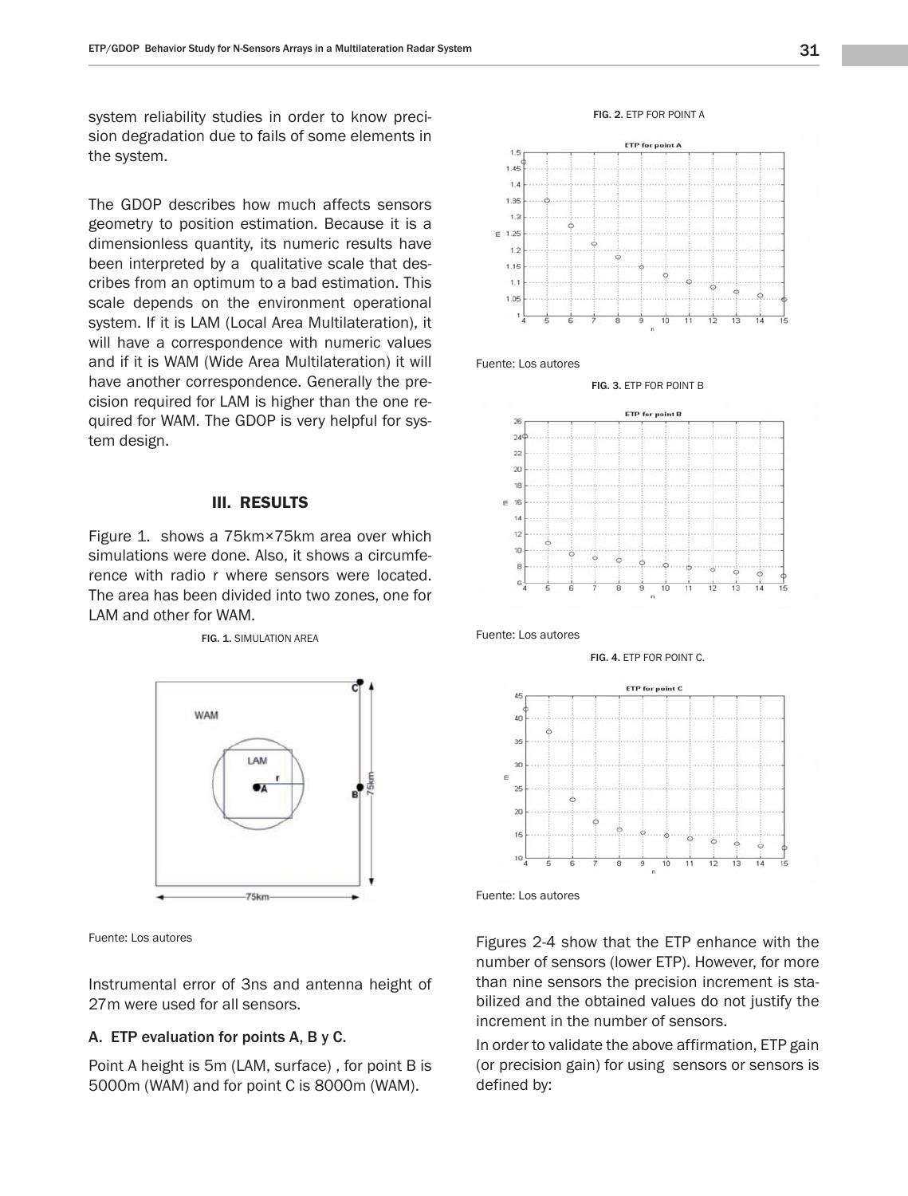system reliability studies in order to know precision degradation due to fails of some elements in the system.

The GDOP describes how much affects sensors geometry to position estimation. Because it is a dimensionless quantity, its numeric results have been interpreted by a qualitative scale that describes from an optimum to a bad estimation. This scale depends on the environment operational system. If it is LAM (Local Area Multilateration), it will have a correspondence with numeric values and if it is WAM (Wide Area Multilateration) it will have another correspondence. Generally the precision required for LAM is higher than the one required for WAM. The GDOP is very helpful for system design.

## III. RESULTS

Figure 1. shows a 75km×75km area over which simulations were done. Also, it shows a circumference with radio r where sensors were located. The area has been divided into two zones, one for LAM and other for WAM.

FIG. 1. SIMULATION AREA

Fuente: Los autores

Instrumental error of 3ns and antenna height of 27m were used for all sensors.

### A. ETP evaluation for points A, B y C.

Point A height is 5m (LAM, surface) , for point B is 5000m (WAM) and for point C is 8000m (WAM).

FIG. 2. ETP FOR POINT A

Fuente: Los autores

FIG. 3. ETP FOR POINT B

Fuente: Los autores

FIG. 4. ETP FOR POINT C.

Fuente: Los autores

Figures 2-4 show that the ETP enhance with the number of sensors (lower ETP). However, for more than nine sensors the precision increment is stabilized and the obtained values do not justify the increment in the number of sensors.

In order to validate the above affirmation, ETP gain (or precision gain) for using sensors or sensors is defined by: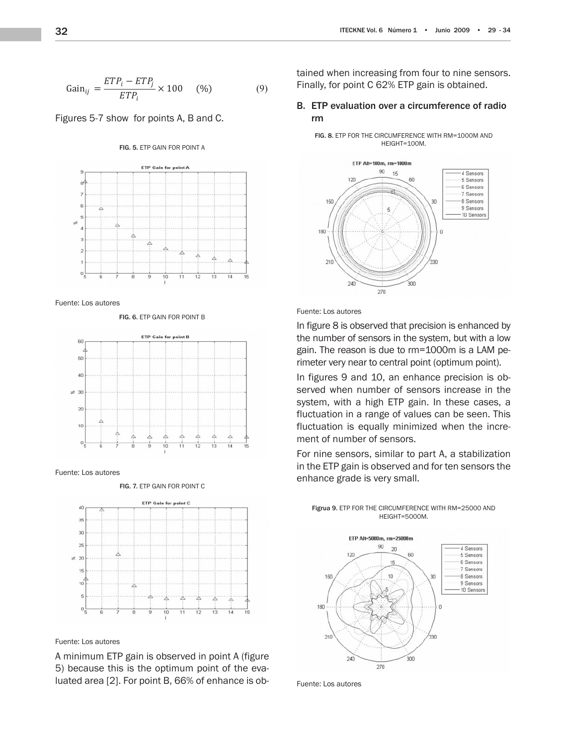$$\text{Gain}_{ij} = \frac{ETP_i - ETP_j}{ETP_i} \times 100 \quad (\%) \tag{9}$$

Figures 5-7 show for points A, B and C.

FIG. 5. ETP GAIN FOR POINT A

Fuente: Los autores

FIG. 6. ETP GAIN FOR POINT B

Fuente: Los autores

FIG. 7. ETP GAIN FOR POINT C

Fuente: Los autores

A minimum ETP gain is observed in point A (figure 5) because this is the optimum point of the evaluated area [2]. For point B, 66% of enhance is obtained when increasing from four to nine sensors. Finally, for point C 62% ETP gain is obtained.

## B. ETP evaluation over a circumference of radio rm

FIG. 8. ETP FOR THE CIRCUMFERENCE WITH RM=1000M AND HEIGHT=100M.

Fuente: Los autores

In figure 8 is observed that precision is enhanced by the number of sensors in the system, but with a low gain. The reason is due to rm=1000m is a LAM perimeter very near to central point (optimum point).

In figures 9 and 10, an enhance precision is observed when number of sensors increase in the system, with a high ETP gain. In these cases, a fluctuation in a range of values can be seen. This fluctuation is equally minimized when the increment of number of sensors.

For nine sensors, similar to part A, a stabilization in the ETP gain is observed and for ten sensors the enhance grade is very small.

Figrua 9. ETP FOR THE CIRCUMFERENCE WITH RM=25000 AND HEIGHT=5000M.

Fuente: Los autores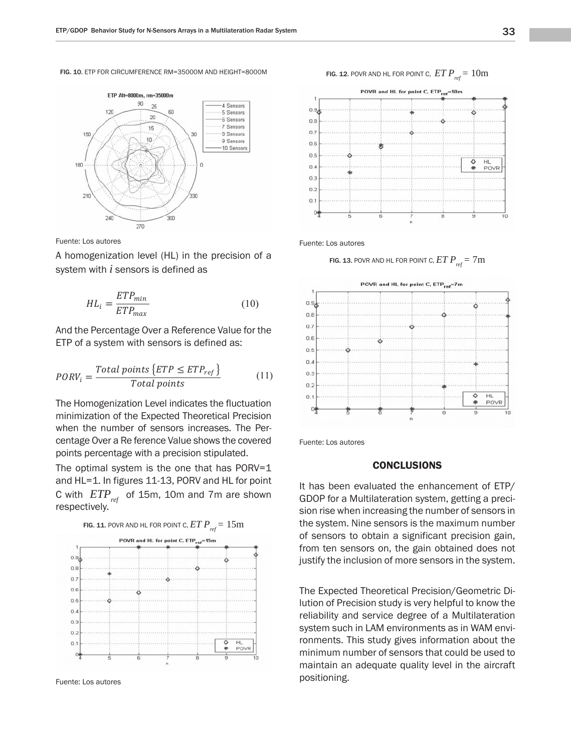FIG. 10. ETP FOR CIRCUMFERENCE RM=35000M AND HEIGHT=8000M

Fuente: Los autores

A homogenization level (HL) in the precision of a system with $i$ sensors is defined as

$$HL_i = \frac{ETP_{min}}{ETP_{max}} \tag{10}$$

And the Percentage Over a Reference Value for the ETP of a system with sensors is defined as:

$$PORV_i = \frac{Total\ points\ \{ETP \leq ETP_{ref}\}}{Total\ points} \tag{11}$$

The Homogenization Level indicates the fluctuation minimization of the Expected Theoretical Precision when the number of sensors increases. The Percentage Over a Re ference Value shows the covered points percentage with a precision stipulated.

The optimal system is the one that has PORV=1 and HL=1. In figures 11-13, PORV and HL for point C with $ETP_{ref}$ of 15m, 10m and 7m are shown respectively.

FIG. 11. POVR AND HL FOR POINT C, $ETP_{ref} = 15\text{m}$

Fuente: Los autores

FIG. 12. POVR AND HL FOR POINT C, $ETP_{ref} = 10\text{m}$

Fuente: Los autores

FIG. 13. POVR AND HL FOR POINT C, $ETP_{ref} = 7\text{m}$

Fuente: Los autores

## CONCLUSIONS

It has been evaluated the enhancement of ETP/GDOP for a Multilateration system, getting a precision rise when increasing the number of sensors in the system. Nine sensors is the maximum number of sensors to obtain a significant precision gain, from ten sensors on, the gain obtained does not justify the inclusion of more sensors in the system.

The Expected Theoretical Precision/Geometric Dilution of Precision study is very helpful to know the reliability and service degree of a Multilateration system such in LAM environments as in WAM environments. This study gives information about the minimum number of sensors that could be used to maintain an adequate quality level in the aircraft positioning.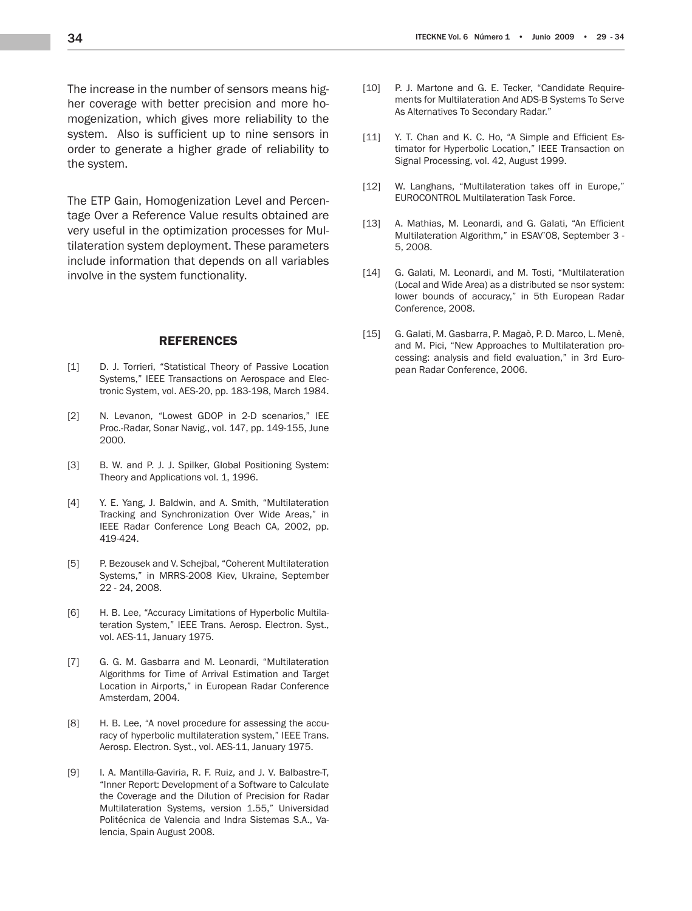The increase in the number of sensors means higher coverage with better precision and more homogenization, which gives more reliability to the system. Also is sufficient up to nine sensors in order to generate a higher grade of reliability to the system.

The ETP Gain, Homogenization Level and Percentage Over a Reference Value results obtained are very useful in the optimization processes for Multilateration system deployment. These parameters include information that depends on all variables involve in the system functionality.

## REFERENCES

[1] D. J. Torrieri, “Statistical Theory of Passive Location Systems,” IEEE Transactions on Aerospace and Electronic System, vol. AES-20, pp. 183-198, March 1984.

[2] N. Levanon, “Lowest GDOP in 2-D scenarios,” IEE Proc.-Radar, Sonar Navig., vol. 147, pp. 149-155, June 2000.

[3] B. W. and P. J. J. Spilker, Global Positioning System: Theory and Applications vol. 1, 1996.

[4] Y. E. Yang, J. Baldwin, and A. Smith, “Multilateration Tracking and Synchronization Over Wide Areas,” in IEEE Radar Conference Long Beach CA, 2002, pp. 419-424.

[5] P. Bezousek and V. Schejbal, “Coherent Multilateration Systems,” in MRRS-2008 Kiev, Ukraine, September 22 - 24, 2008.

[6] H. B. Lee, “Accuracy Limitations of Hyperbolic Multilateration System,” IEEE Trans. Aerosp. Electron. Syst., vol. AES-11, January 1975.

[7] G. G. M. Gasbarra and M. Leonardi, “Multilateration Algorithms for Time of Arrival Estimation and Target Location in Airports,” in European Radar Conference Amsterdam, 2004.

[8] H. B. Lee, “A novel procedure for assessing the accuracy of hyperbolic multilateration system,” IEEE Trans. Aerosp. Electron. Syst., vol. AES-11, January 1975.

[9] I. A. Mantilla-Gaviria, R. F. Ruiz, and J. V. Balbastre-T, “Inner Report: Development of a Software to Calculate the Coverage and the Dilution of Precision for Radar Multilateration Systems, version 1.55,” Universidad Politécnica de Valencia and Indra Sistemas S.A., Valencia, Spain August 2008.

[10] P. J. Martone and G. E. Tecker, “Candidate Requirements for Multilateration And ADS-B Systems To Serve As Alternatives To Secondary Radar.”

[11] Y. T. Chan and K. C. Ho, “A Simple and Efficient Estimator for Hyperbolic Location,” IEEE Transaction on Signal Processing, vol. 42, August 1999.

[12] W. Langhans, “Multilateration takes off in Europe,” EUROCONTROL Multilateration Task Force.

[13] A. Mathias, M. Leonardi, and G. Galati, “An Efficient Multilateration Algorithm,” in ESAV’08, September 3 - 5, 2008.

[14] G. Galati, M. Leonardi, and M. Tosti, “Multilateration (Local and Wide Area) as a distributed se nsor system: lower bounds of accuracy,” in 5th European Radar Conference, 2008.

[15] G. Galati, M. Gasbarra, P. Magaò, P. D. Marco, L. Menè, and M. Pici, “New Approaches to Multilateration processing: analysis and field evaluation,” in 3rd European Radar Conference, 2006.